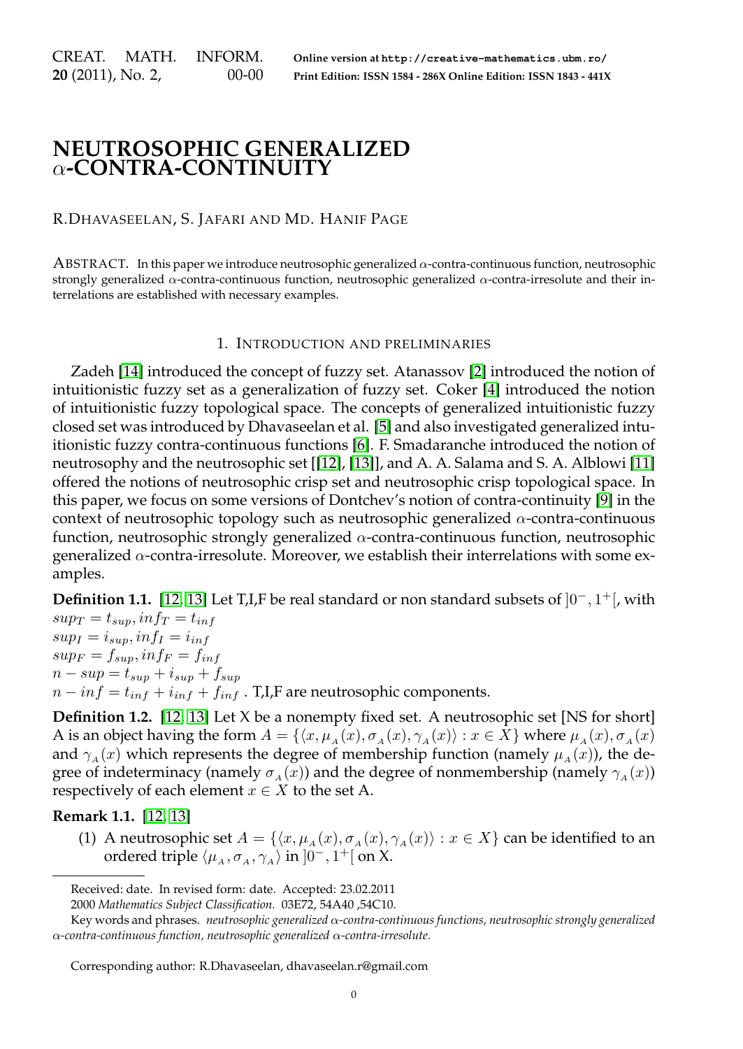# NEUTROSOPHIC GENERALIZED $\alpha$-CONTRA-CONTINUITY

R.DHAVASEELAN, S. JAFARI AND MD. HANIF PAGE

ABSTRACT. In this paper we introduce neutrosophic generalized $\alpha$-contra-continuous function, neutrosophic strongly generalized $\alpha$-contra-continuous function, neutrosophic generalized $\alpha$-contra-irresolute and their interrelations are established with necessary examples.

## 1. INTRODUCTION AND PRELIMINARIES

Zadeh [14] introduced the concept of fuzzy set. Atanassov [2] introduced the notion of intuitionistic fuzzy set as a generalization of fuzzy set. Coker [4] introduced the notion of intuitionistic fuzzy topological space. The concepts of generalized intuitionistic fuzzy closed set was introduced by Dhavaseelan et al. [5] and also investigated generalized intuitionistic fuzzy contra-continuous functions [6]. F. Smadaranche introduced the notion of neutrosophy and the neutrosophic set [[12], [13]], and A. A. Salama and S. A. Alblowi [11] offered the notions of neutrosophic crisp set and neutrosophic crisp topological space. In this paper, we focus on some versions of Dontchev's notion of contra-continuity [9] in the context of neutrosophic topology such as neutrosophic generalized $\alpha$-contra-continuous function, neutrosophic strongly generalized $\alpha$-contra-continuous function, neutrosophic generalized $\alpha$-contra-irresolute. Moreover, we establish their interrelations with some examples.

**Definition 1.1.** [12, 13] Let T,I,F be real standard or non standard subsets of $]0^-, 1^+[$, with
$sup_T = t_{sup}, inf_T = t_{inf}$
$sup_I = i_{sup}, inf_I = i_{inf}$
$sup_F = f_{sup}, inf_F = f_{inf}$
$n - sup = t_{sup} + i_{sup} + f_{sup}$
$n - inf = t_{inf} + i_{inf} + f_{inf}$ . T,I,F are neutrosophic components.

**Definition 1.2.** [12, 13] Let X be a nonempty fixed set. A neutrosophic set [NS for short] A is an object having the form $A = \{\langle x, \mu_A(x), \sigma_A(x), \gamma_A(x)\rangle : x \in X\}$ where $\mu_A(x), \sigma_A(x)$ and $\gamma_A(x)$ which represents the degree of membership function (namely $\mu_A(x)$), the degree of indeterminacy (namely $\sigma_A(x)$) and the degree of nonmembership (namely $\gamma_A(x)$) respectively of each element $x \in X$ to the set A.

**Remark 1.1.** [12, 13]

(1) A neutrosophic set $A = \{\langle x, \mu_A(x), \sigma_A(x), \gamma_A(x)\rangle : x \in X\}$ can be identified to an ordered triple $\langle \mu_A, \sigma_A, \gamma_A\rangle$ in $]0^-, 1^+[$ on X.

Received: date. In revised form: date. Accepted: 23.02.2011

2000 *Mathematics Subject Classification.* 03E72, 54A40 ,54C10.

Key words and phrases. *neutrosophic generalized $\alpha$-contra-continuous functions, neutrosophic strongly generalized $\alpha$-contra-continuous function, neutrosophic generalized $\alpha$-contra-irresolute.*

Corresponding author: R.Dhavaseelan, dhavaseelan.r@gmail.com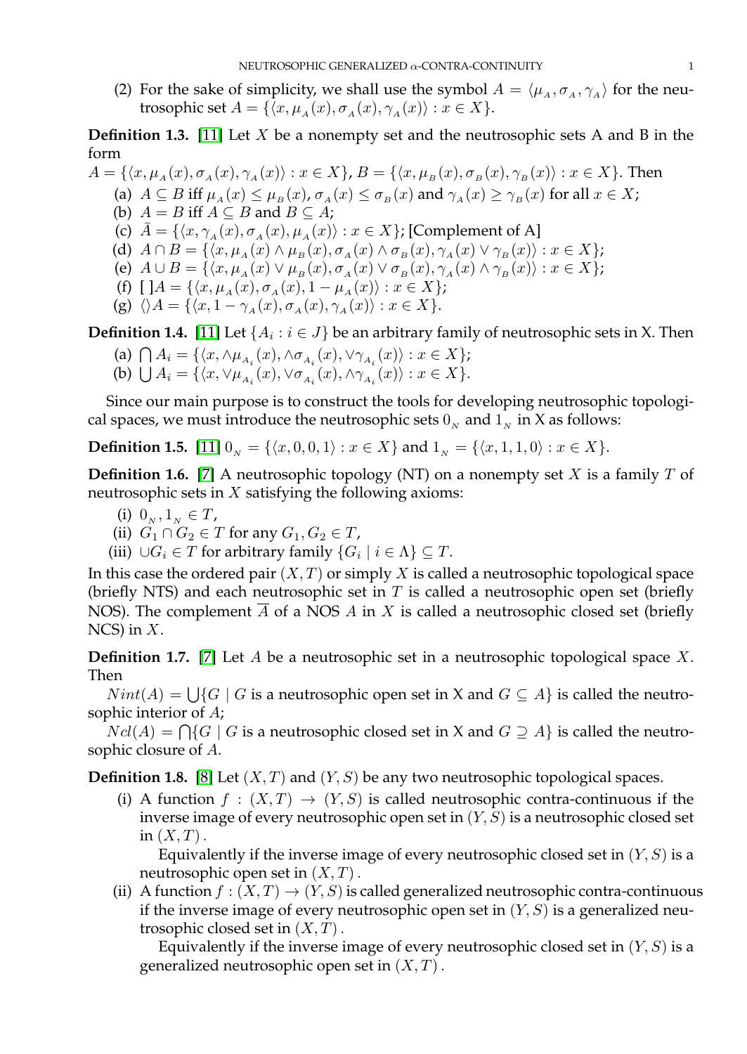(2) For the sake of simplicity, we shall use the symbol $A = \langle \mu_A, \sigma_A, \gamma_A \rangle$ for the neutrosophic set $A = \{\langle x, \mu_A(x), \sigma_A(x), \gamma_A(x)\rangle : x \in X\}$.

**Definition 1.3.** [11] Let $X$ be a nonempty set and the neutrosophic sets A and B in the form

$A = \{\langle x, \mu_A(x), \sigma_A(x), \gamma_A(x)\rangle : x \in X\}$, $B = \{\langle x, \mu_B(x), \sigma_B(x), \gamma_B(x)\rangle : x \in X\}$. Then

(a) $A \subseteq B$ iff $\mu_A(x) \leq \mu_B(x)$, $\sigma_A(x) \leq \sigma_B(x)$ and $\gamma_A(x) \geq \gamma_B(x)$ for all $x \in X$;
(b) $A = B$ iff $A \subseteq B$ and $B \subseteq A$;
(c) $\bar{A} = \{\langle x, \gamma_A(x), \sigma_A(x), \mu_A(x)\rangle : x \in X\}$; [Complement of A]
(d) $A \cap B = \{\langle x, \mu_A(x) \wedge \mu_B(x), \sigma_A(x) \wedge \sigma_B(x), \gamma_A(x) \vee \gamma_B(x)\rangle : x \in X\}$;
(e) $A \cup B = \{\langle x, \mu_A(x) \vee \mu_B(x), \sigma_A(x) \vee \sigma_B(x), \gamma_A(x) \wedge \gamma_B(x)\rangle : x \in X\}$;
(f) $[\,]A = \{\langle x, \mu_A(x), \sigma_A(x), 1 - \mu_A(x)\rangle : x \in X\}$;
(g) $\langle\rangle A = \{\langle x, 1 - \gamma_A(x), \sigma_A(x), \gamma_A(x)\rangle : x \in X\}$.

**Definition 1.4.** [11] Let $\{A_i : i \in J\}$ be an arbitrary family of neutrosophic sets in X. Then

(a) $\bigcap A_i = \{\langle x, \wedge\mu_{A_i}(x), \wedge\sigma_{A_i}(x), \vee\gamma_{A_i}(x)\rangle : x \in X\}$;
(b) $\bigcup A_i = \{\langle x, \vee\mu_{A_i}(x), \vee\sigma_{A_i}(x), \wedge\gamma_{A_i}(x)\rangle : x \in X\}$.

Since our main purpose is to construct the tools for developing neutrosophic topological spaces, we must introduce the neutrosophic sets $0_N$ and $1_N$ in X as follows:

**Definition 1.5.** [11] $0_N = \{\langle x, 0, 0, 1\rangle : x \in X\}$ and $1_N = \{\langle x, 1, 1, 0\rangle : x \in X\}$.

**Definition 1.6.** [7] A neutrosophic topology (NT) on a nonempty set $X$ is a family $T$ of neutrosophic sets in $X$ satisfying the following axioms:

(i) $0_N, 1_N \in T$,
(ii) $G_1 \cap G_2 \in T$ for any $G_1, G_2 \in T$,
(iii) $\cup G_i \in T$ for arbitrary family $\{G_i \mid i \in \Lambda\} \subseteq T$.

In this case the ordered pair $(X, T)$ or simply $X$ is called a neutrosophic topological space (briefly NTS) and each neutrosophic set in $T$ is called a neutrosophic open set (briefly NOS). The complement $\overline{A}$ of a NOS $A$ in $X$ is called a neutrosophic closed set (briefly NCS) in $X$.

**Definition 1.7.** [7] Let $A$ be a neutrosophic set in a neutrosophic topological space $X$. Then

$Nint(A) = \bigcup\{G \mid G$ is a neutrosophic open set in X and $G \subseteq A\}$ is called the neutrosophic interior of $A$;

$Ncl(A) = \bigcap\{G \mid G$ is a neutrosophic closed set in X and $G \supseteq A\}$ is called the neutrosophic closure of $A$.

**Definition 1.8.** [8] Let $(X, T)$ and $(Y, S)$ be any two neutrosophic topological spaces.

(i) A function $f : (X, T) \to (Y, S)$ is called neutrosophic contra-continuous if the inverse image of every neutrosophic open set in $(Y, S)$ is a neutrosophic closed set in $(X, T)$.

Equivalently if the inverse image of every neutrosophic closed set in $(Y, S)$ is a neutrosophic open set in $(X, T)$.

(ii) A function $f : (X, T) \to (Y, S)$ is called generalized neutrosophic contra-continuous if the inverse image of every neutrosophic open set in $(Y, S)$ is a generalized neutrosophic closed set in $(X, T)$.

Equivalently if the inverse image of every neutrosophic closed set in $(Y, S)$ is a generalized neutrosophic open set in $(X, T)$.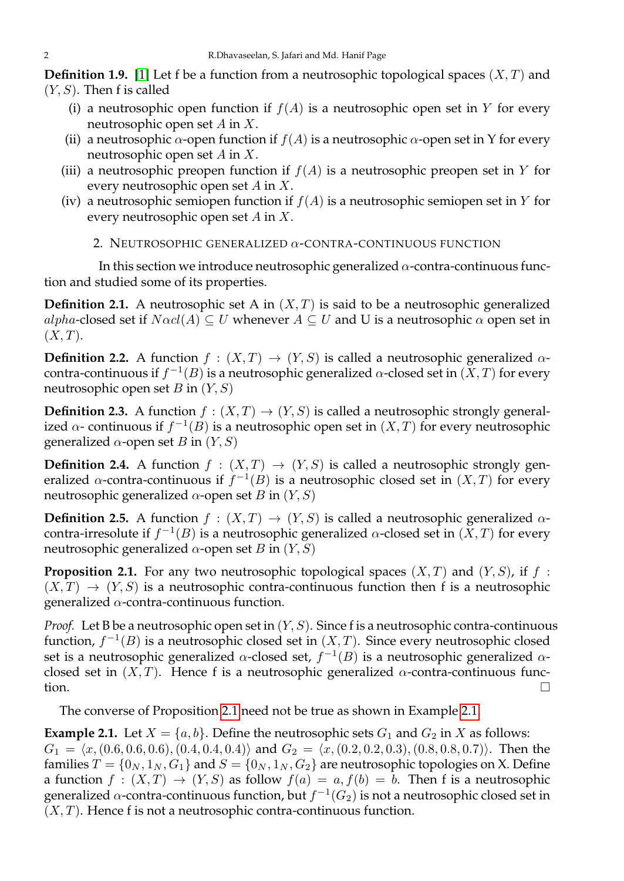**Definition 1.9.** [1] Let f be a function from a neutrosophic topological spaces $(X, T)$ and $(Y, S)$. Then f is called

(i) a neutrosophic open function if $f(A)$ is a neutrosophic open set in $Y$ for every neutrosophic open set $A$ in $X$.

(ii) a neutrosophic $\alpha$-open function if $f(A)$ is a neutrosophic $\alpha$-open set in Y for every neutrosophic open set $A$ in $X$.

(iii) a neutrosophic preopen function if $f(A)$ is a neutrosophic preopen set in $Y$ for every neutrosophic open set $A$ in $X$.

(iv) a neutrosophic semiopen function if $f(A)$ is a neutrosophic semiopen set in $Y$ for every neutrosophic open set $A$ in $X$.

## 2. Neutrosophic generalized $\alpha$-contra-continuous function

In this section we introduce neutrosophic generalized $\alpha$-contra-continuous function and studied some of its properties.

**Definition 2.1.** A neutrosophic set A in $(X, T)$ is said to be a neutrosophic generalized $alpha$-closed set if $N\alpha cl(A) \subseteq U$ whenever $A \subseteq U$ and U is a neutrosophic $\alpha$ open set in $(X, T)$.

**Definition 2.2.** A function $f : (X, T) \to (Y, S)$ is called a neutrosophic generalized $\alpha$-contra-continuous if $f^{-1}(B)$ is a neutrosophic generalized $\alpha$-closed set in $(X, T)$ for every neutrosophic open set $B$ in $(Y, S)$

**Definition 2.3.** A function $f : (X, T) \to (Y, S)$ is called a neutrosophic strongly generalized $\alpha$- continuous if $f^{-1}(B)$ is a neutrosophic open set in $(X, T)$ for every neutrosophic generalized $\alpha$-open set $B$ in $(Y, S)$

**Definition 2.4.** A function $f : (X, T) \to (Y, S)$ is called a neutrosophic strongly generalized $\alpha$-contra-continuous if $f^{-1}(B)$ is a neutrosophic closed set in $(X, T)$ for every neutrosophic generalized $\alpha$-open set $B$ in $(Y, S)$

**Definition 2.5.** A function $f : (X, T) \to (Y, S)$ is called a neutrosophic generalized $\alpha$-contra-irresolute if $f^{-1}(B)$ is a neutrosophic generalized $\alpha$-closed set in $(X, T)$ for every neutrosophic generalized $\alpha$-open set $B$ in $(Y, S)$

**Proposition 2.1.** For any two neutrosophic topological spaces $(X, T)$ and $(Y, S)$, if $f : (X, T) \to (Y, S)$ is a neutrosophic contra-continuous function then f is a neutrosophic generalized $\alpha$-contra-continuous function.

*Proof.* Let B be a neutrosophic open set in $(Y, S)$. Since f is a neutrosophic contra-continuous function, $f^{-1}(B)$ is a neutrosophic closed set in $(X, T)$. Since every neutrosophic closed set is a neutrosophic generalized $\alpha$-closed set, $f^{-1}(B)$ is a neutrosophic generalized $\alpha$-closed set in $(X, T)$. Hence f is a neutrosophic generalized $\alpha$-contra-continuous function. □

The converse of Proposition 2.1 need not be true as shown in Example 2.1.

**Example 2.1.** Let $X = \{a, b\}$. Define the neutrosophic sets $G_1$ and $G_2$ in $X$ as follows: $G_1 = \langle x, (0.6, 0.6, 0.6), (0.4, 0.4, 0.4)\rangle$ and $G_2 = \langle x, (0.2, 0.2, 0.3), (0.8, 0.8, 0.7)\rangle$. Then the families $T = \{0_N, 1_N, G_1\}$ and $S = \{0_N, 1_N, G_2\}$ are neutrosophic topologies on X. Define a function $f : (X, T) \to (Y, S)$ as follow $f(a) = a, f(b) = b$. Then f is a neutrosophic generalized $\alpha$-contra-continuous function, but $f^{-1}(G_2)$ is not a neutrosophic closed set in $(X, T)$. Hence f is not a neutrosophic contra-continuous function.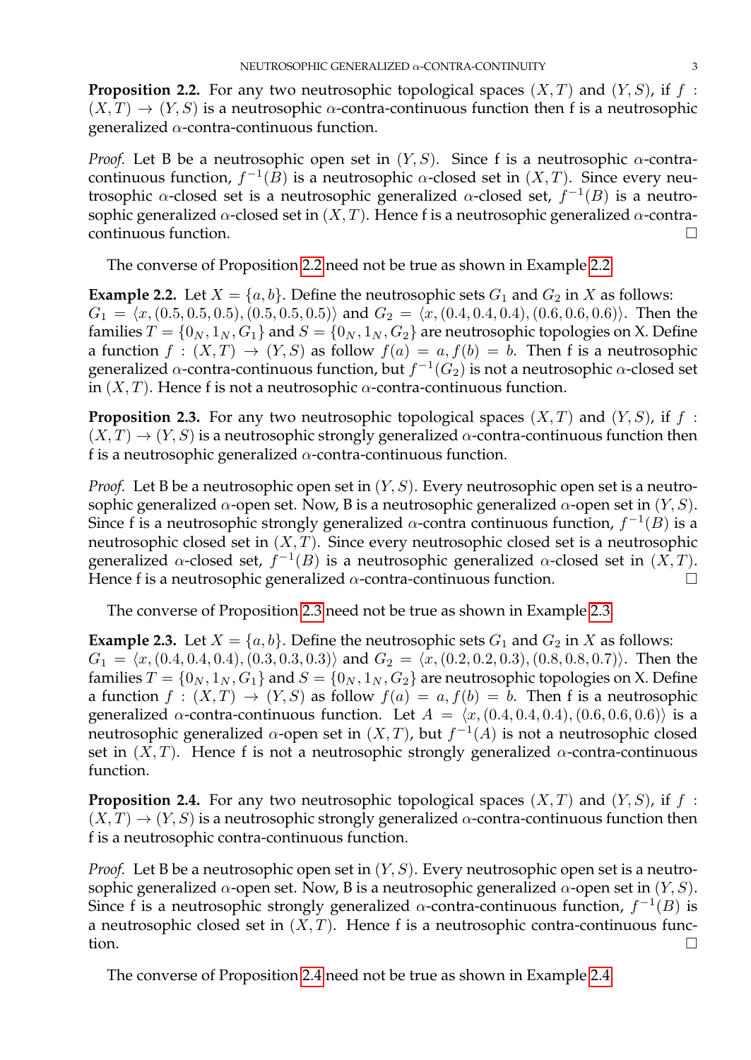**Proposition 2.2.** For any two neutrosophic topological spaces $(X, T)$ and $(Y, S)$, if $f : (X, T) \to (Y, S)$ is a neutrosophic $\alpha$-contra-continuous function then f is a neutrosophic generalized $\alpha$-contra-continuous function.

*Proof.* Let B be a neutrosophic open set in $(Y, S)$. Since f is a neutrosophic $\alpha$-contra-continuous function, $f^{-1}(B)$ is a neutrosophic $\alpha$-closed set in $(X, T)$. Since every neutrosophic $\alpha$-closed set is a neutrosophic generalized $\alpha$-closed set, $f^{-1}(B)$ is a neutrosophic generalized $\alpha$-closed set in $(X, T)$. Hence f is a neutrosophic generalized $\alpha$-contra-continuous function. □

The converse of Proposition 2.2 need not be true as shown in Example 2.2.

**Example 2.2.** Let $X = \{a, b\}$. Define the neutrosophic sets $G_1$ and $G_2$ in $X$ as follows: $G_1 = \langle x, (0.5, 0.5, 0.5), (0.5, 0.5, 0.5)\rangle$ and $G_2 = \langle x, (0.4, 0.4, 0.4), (0.6, 0.6, 0.6)\rangle$. Then the families $T = \{0_N, 1_N, G_1\}$ and $S = \{0_N, 1_N, G_2\}$ are neutrosophic topologies on X. Define a function $f : (X, T) \to (Y, S)$ as follow $f(a) = a, f(b) = b$. Then f is a neutrosophic generalized $\alpha$-contra-continuous function, but $f^{-1}(G_2)$ is not a neutrosophic $\alpha$-closed set in $(X, T)$. Hence f is not a neutrosophic $\alpha$-contra-continuous function.

**Proposition 2.3.** For any two neutrosophic topological spaces $(X, T)$ and $(Y, S)$, if $f : (X, T) \to (Y, S)$ is a neutrosophic strongly generalized $\alpha$-contra-continuous function then f is a neutrosophic generalized $\alpha$-contra-continuous function.

*Proof.* Let B be a neutrosophic open set in $(Y, S)$. Every neutrosophic open set is a neutrosophic generalized $\alpha$-open set. Now, B is a neutrosophic generalized $\alpha$-open set in $(Y, S)$. Since f is a neutrosophic strongly generalized $\alpha$-contra continuous function, $f^{-1}(B)$ is a neutrosophic closed set in $(X, T)$. Since every neutrosophic closed set is a neutrosophic generalized $\alpha$-closed set, $f^{-1}(B)$ is a neutrosophic generalized $\alpha$-closed set in $(X, T)$. Hence f is a neutrosophic generalized $\alpha$-contra-continuous function. □

The converse of Proposition 2.3 need not be true as shown in Example 2.3.

**Example 2.3.** Let $X = \{a, b\}$. Define the neutrosophic sets $G_1$ and $G_2$ in $X$ as follows: $G_1 = \langle x, (0.4, 0.4, 0.4), (0.3, 0.3, 0.3)\rangle$ and $G_2 = \langle x, (0.2, 0.2, 0.3), (0.8, 0.8, 0.7)\rangle$. Then the families $T = \{0_N, 1_N, G_1\}$ and $S = \{0_N, 1_N, G_2\}$ are neutrosophic topologies on X. Define a function $f : (X, T) \to (Y, S)$ as follow $f(a) = a, f(b) = b$. Then f is a neutrosophic generalized $\alpha$-contra-continuous function. Let $A = \langle x, (0.4, 0.4, 0.4), (0.6, 0.6, 0.6)\rangle$ is a neutrosophic generalized $\alpha$-open set in $(X, T)$, but $f^{-1}(A)$ is not a neutrosophic closed set in $(X, T)$. Hence f is not a neutrosophic strongly generalized $\alpha$-contra-continuous function.

**Proposition 2.4.** For any two neutrosophic topological spaces $(X, T)$ and $(Y, S)$, if $f : (X, T) \to (Y, S)$ is a neutrosophic strongly generalized $\alpha$-contra-continuous function then f is a neutrosophic contra-continuous function.

*Proof.* Let B be a neutrosophic open set in $(Y, S)$. Every neutrosophic open set is a neutrosophic generalized $\alpha$-open set. Now, B is a neutrosophic generalized $\alpha$-open set in $(Y, S)$. Since f is a neutrosophic strongly generalized $\alpha$-contra-continuous function, $f^{-1}(B)$ is a neutrosophic closed set in $(X, T)$. Hence f is a neutrosophic contra-continuous function. □

The converse of Proposition 2.4 need not be true as shown in Example 2.4.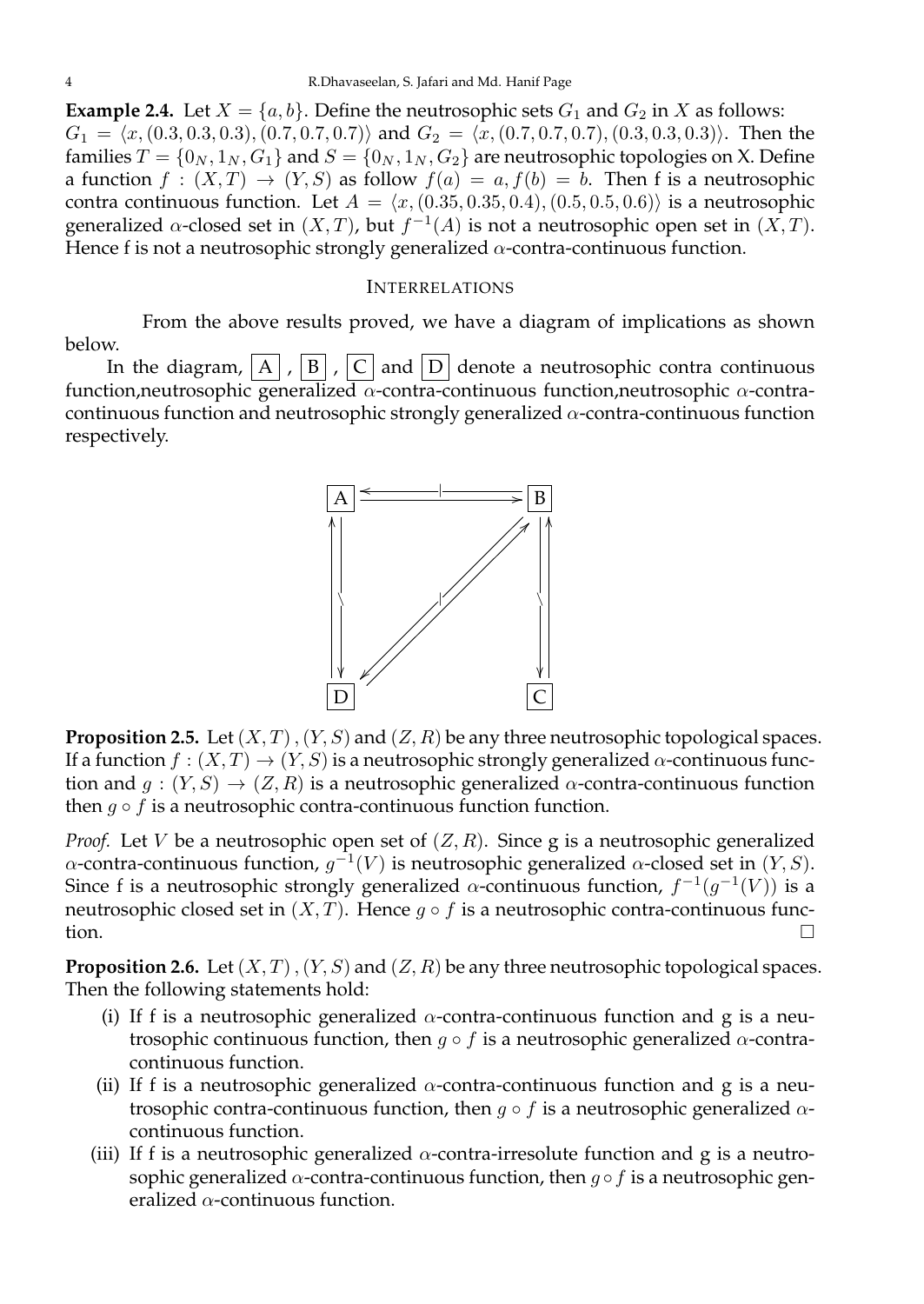**Example 2.4.** Let $X = \{a, b\}$. Define the neutrosophic sets $G_1$ and $G_2$ in $X$ as follows: $G_1 = \langle x, (0.3, 0.3, 0.3), (0.7, 0.7, 0.7)\rangle$ and $G_2 = \langle x, (0.7, 0.7, 0.7), (0.3, 0.3, 0.3)\rangle$. Then the families $T = \{0_N, 1_N, G_1\}$ and $S = \{0_N, 1_N, G_2\}$ are neutrosophic topologies on X. Define a function $f : (X, T) \to (Y, S)$ as follow $f(a) = a, f(b) = b$. Then f is a neutrosophic contra continuous function. Let $A = \langle x, (0.35, 0.35, 0.4), (0.5, 0.5, 0.6)\rangle$ is a neutrosophic generalized $\alpha$-closed set in $(X, T)$, but $f^{-1}(A)$ is not a neutrosophic open set in $(X, T)$. Hence f is not a neutrosophic strongly generalized $\alpha$-contra-continuous function.

## INTERRELATIONS

From the above results proved, we have a diagram of implications as shown below.

In the diagram, A, B, C and D denote a neutrosophic contra continuous function, neutrosophic generalized $\alpha$-contra-continuous function, neutrosophic $\alpha$-contra-continuous function and neutrosophic strongly generalized $\alpha$-contra-continuous function respectively.

**Proposition 2.5.** Let $(X, T)$, $(Y, S)$ and $(Z, R)$ be any three neutrosophic topological spaces. If a function $f : (X, T) \to (Y, S)$ is a neutrosophic strongly generalized $\alpha$-continuous function and $g : (Y, S) \to (Z, R)$ is a neutrosophic generalized $\alpha$-contra-continuous function then $g \circ f$ is a neutrosophic contra-continuous function function.

*Proof.* Let $V$ be a neutrosophic open set of $(Z, R)$. Since g is a neutrosophic generalized $\alpha$-contra-continuous function, $g^{-1}(V)$ is neutrosophic generalized $\alpha$-closed set in $(Y, S)$. Since f is a neutrosophic strongly generalized $\alpha$-continuous function, $f^{-1}(g^{-1}(V))$ is a neutrosophic closed set in $(X, T)$. Hence $g \circ f$ is a neutrosophic contra-continuous function. □

**Proposition 2.6.** Let $(X, T)$, $(Y, S)$ and $(Z, R)$ be any three neutrosophic topological spaces. Then the following statements hold:

(i) If f is a neutrosophic generalized $\alpha$-contra-continuous function and g is a neutrosophic continuous function, then $g \circ f$ is a neutrosophic generalized $\alpha$-contra-continuous function.

(ii) If f is a neutrosophic generalized $\alpha$-contra-continuous function and g is a neutrosophic contra-continuous function, then $g \circ f$ is a neutrosophic generalized $\alpha$-continuous function.

(iii) If f is a neutrosophic generalized $\alpha$-contra-irresolute function and g is a neutrosophic generalized $\alpha$-contra-continuous function, then $g \circ f$ is a neutrosophic generalized $\alpha$-continuous function.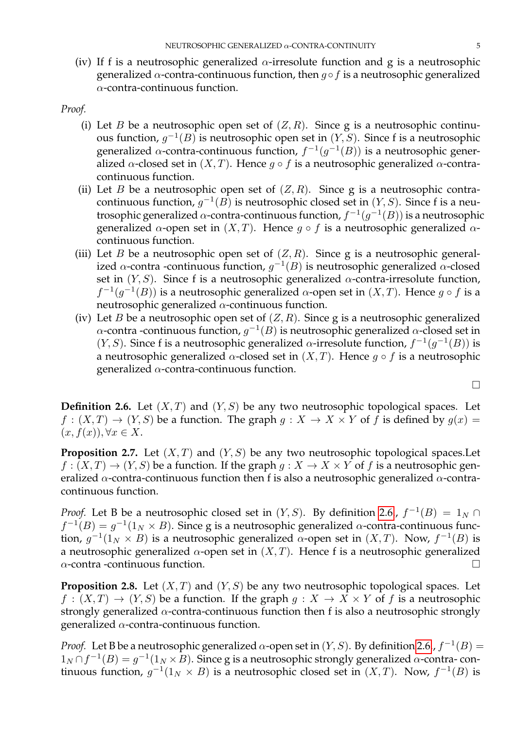(iv) If f is a neutrosophic generalized $\alpha$-irresolute function and g is a neutrosophic generalized $\alpha$-contra-continuous function, then $g \circ f$ is a neutrosophic generalized $\alpha$-contra-continuous function.

*Proof.*

(i) Let $B$ be a neutrosophic open set of $(Z, R)$. Since g is a neutrosophic continuous function, $g^{-1}(B)$ is neutrosophic open set in $(Y, S)$. Since f is a neutrosophic generalized $\alpha$-contra-continuous function, $f^{-1}(g^{-1}(B))$ is a neutrosophic generalized $\alpha$-closed set in $(X, T)$. Hence $g \circ f$ is a neutrosophic generalized $\alpha$-contra-continuous function.

(ii) Let $B$ be a neutrosophic open set of $(Z, R)$. Since g is a neutrosophic contra-continuous function, $g^{-1}(B)$ is neutrosophic closed set in $(Y, S)$. Since f is a neutrosophic generalized $\alpha$-contra-continuous function, $f^{-1}(g^{-1}(B))$ is a neutrosophic generalized $\alpha$-open set in $(X, T)$. Hence $g \circ f$ is a neutrosophic generalized $\alpha$-continuous function.

(iii) Let $B$ be a neutrosophic open set of $(Z, R)$. Since g is a neutrosophic generalized $\alpha$-contra -continuous function, $g^{-1}(B)$ is neutrosophic generalized $\alpha$-closed set in $(Y, S)$. Since f is a neutrosophic generalized $\alpha$-contra-irresolute function, $f^{-1}(g^{-1}(B))$ is a neutrosophic generalized $\alpha$-open set in $(X, T)$. Hence $g \circ f$ is a neutrosophic generalized $\alpha$-continuous function.

(iv) Let $B$ be a neutrosophic open set of $(Z, R)$. Since g is a neutrosophic generalized $\alpha$-contra -continuous function, $g^{-1}(B)$ is neutrosophic generalized $\alpha$-closed set in $(Y, S)$. Since f is a neutrosophic generalized $\alpha$-irresolute function, $f^{-1}(g^{-1}(B))$ is a neutrosophic generalized $\alpha$-closed set in $(X, T)$. Hence $g \circ f$ is a neutrosophic generalized $\alpha$-contra-continuous function.

□

**Definition 2.6.** Let $(X, T)$ and $(Y, S)$ be any two neutrosophic topological spaces. Let $f : (X, T) \to (Y, S)$ be a function. The graph $g : X \to X \times Y$ of $f$ is defined by $g(x) = (x, f(x)), \forall x \in X$.

**Proposition 2.7.** Let $(X, T)$ and $(Y, S)$ be any two neutrosophic topological spaces.Let $f : (X, T) \to (Y, S)$ be a function. If the graph $g : X \to X \times Y$ of $f$ is a neutrosophic generalized $\alpha$-contra-continuous function then f is also a neutrosophic generalized $\alpha$-contra-continuous function.

*Proof.* Let B be a neutrosophic closed set in $(Y, S)$. By definition 2.6, $f^{-1}(B) = 1_N \cap f^{-1}(B) = g^{-1}(1_N \times B)$. Since g is a neutrosophic generalized $\alpha$-contra-continuous function, $g^{-1}(1_N \times B)$ is a neutrosophic generalized $\alpha$-open set in $(X, T)$. Now, $f^{-1}(B)$ is a neutrosophic generalized $\alpha$-open set in $(X, T)$. Hence f is a neutrosophic generalized $\alpha$-contra -continuous function. □

**Proposition 2.8.** Let $(X, T)$ and $(Y, S)$ be any two neutrosophic topological spaces. Let $f : (X, T) \to (Y, S)$ be a function. If the graph $g : X \to X \times Y$ of $f$ is a neutrosophic strongly generalized $\alpha$-contra-continuous function then f is also a neutrosophic strongly generalized $\alpha$-contra-continuous function.

*Proof.* Let B be a neutrosophic generalized $\alpha$-open set in $(Y, S)$. By definition 2.6, $f^{-1}(B) = 1_N \cap f^{-1}(B) = g^{-1}(1_N \times B)$. Since g is a neutrosophic strongly generalized $\alpha$-contra- continuous function, $g^{-1}(1_N \times B)$ is a neutrosophic closed set in $(X, T)$. Now, $f^{-1}(B)$ is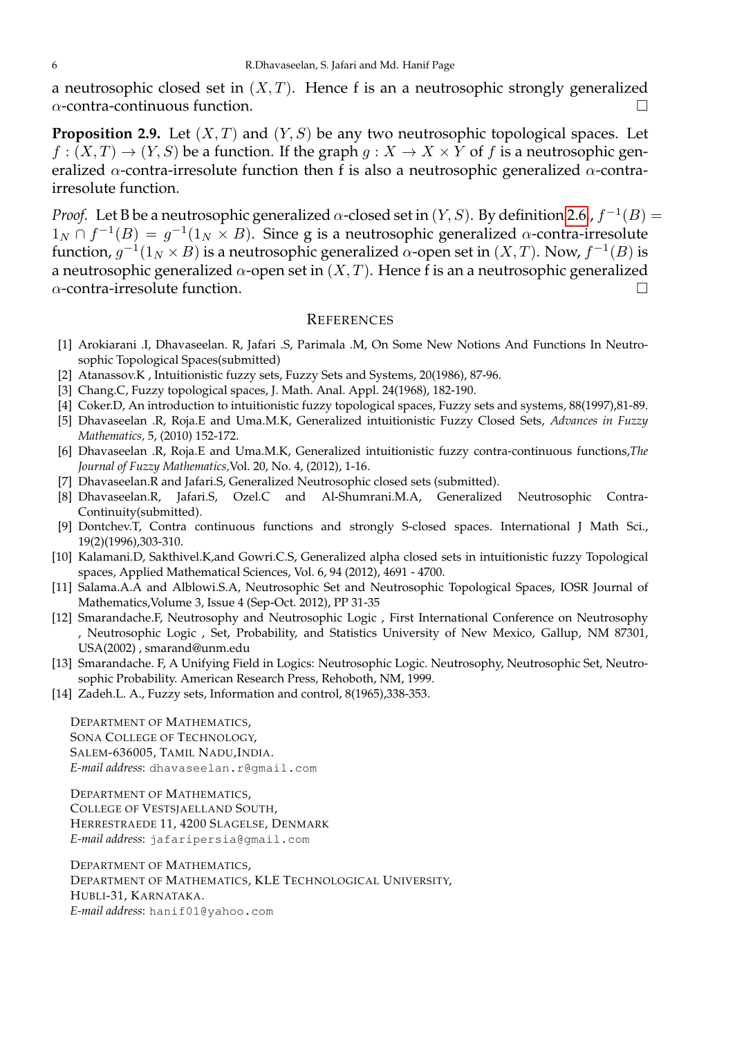a neutrosophic closed set in $(X, T)$. Hence f is an a neutrosophic strongly generalized $\alpha$-contra-continuous function. □

**Proposition 2.9.** Let $(X, T)$ and $(Y, S)$ be any two neutrosophic topological spaces. Let $f : (X, T) \rightarrow (Y, S)$ be a function. If the graph $g : X \rightarrow X \times Y$ of $f$ is a neutrosophic generalized $\alpha$-contra-irresolute function then f is also a neutrosophic generalized $\alpha$-contra-irresolute function.

*Proof.* Let B be a neutrosophic generalized $\alpha$-closed set in $(Y, S)$. By definition 2.6, $f^{-1}(B) = 1_N \cap f^{-1}(B) = g^{-1}(1_N \times B)$. Since g is a neutrosophic generalized $\alpha$-contra-irresolute function, $g^{-1}(1_N \times B)$ is a neutrosophic generalized $\alpha$-open set in $(X, T)$. Now, $f^{-1}(B)$ is a neutrosophic generalized $\alpha$-open set in $(X, T)$. Hence f is an a neutrosophic generalized $\alpha$-contra-irresolute function. □

## REFERENCES

[1] Arokiarani .I, Dhavaseelan. R, Jafari .S, Parimala .M, On Some New Notions And Functions In Neutrosophic Topological Spaces(submitted)

[2] Atanassov.K , Intuitionistic fuzzy sets, Fuzzy Sets and Systems, 20(1986), 87-96.

[3] Chang.C, Fuzzy topological spaces, J. Math. Anal. Appl. 24(1968), 182-190.

[4] Coker.D, An introduction to intuitionistic fuzzy topological spaces, Fuzzy sets and systems, 88(1997),81-89.

[5] Dhavaseelan .R, Roja.E and Uma.M.K, Generalized intuitionistic Fuzzy Closed Sets, *Advances in Fuzzy Mathematics,* 5, (2010) 152-172.

[6] Dhavaseelan .R, Roja.E and Uma.M.K, Generalized intuitionistic fuzzy contra-continuous functions,*The Journal of Fuzzy Mathematics,*Vol. 20, No. 4, (2012), 1-16.

[7] Dhavaseelan.R and Jafari.S, Generalized Neutrosophic closed sets (submitted).

[8] Dhavaseelan.R, Jafari.S, Ozel.C and Al-Shumrani.M.A, Generalized Neutrosophic Contra-Continuity(submitted).

[9] Dontchev.T, Contra continuous functions and strongly S-closed spaces. International J Math Sci., 19(2)(1996),303-310.

[10] Kalamani.D, Sakthivel.K,and Gowri.C.S, Generalized alpha closed sets in intuitionistic fuzzy Topological spaces, Applied Mathematical Sciences, Vol. 6, 94 (2012), 4691 - 4700.

[11] Salama.A.A and Alblowi.S.A, Neutrosophic Set and Neutrosophic Topological Spaces, IOSR Journal of Mathematics,Volume 3, Issue 4 (Sep-Oct. 2012), PP 31-35

[12] Smarandache.F, Neutrosophy and Neutrosophic Logic , First International Conference on Neutrosophy , Neutrosophic Logic , Set, Probability, and Statistics University of New Mexico, Gallup, NM 87301, USA(2002) , smarand@unm.edu

[13] Smarandache. F, A Unifying Field in Logics: Neutrosophic Logic. Neutrosophy, Neutrosophic Set, Neutrosophic Probability. American Research Press, Rehoboth, NM, 1999.

[14] Zadeh.L. A., Fuzzy sets, Information and control, 8(1965),338-353.

DEPARTMENT OF MATHEMATICS,
SONA COLLEGE OF TECHNOLOGY,
SALEM-636005, TAMIL NADU,INDIA.
*E-mail address*: dhavaseelan.r@gmail.com

DEPARTMENT OF MATHEMATICS,
COLLEGE OF VESTSJAELLAND SOUTH,
HERRESTRAEDE 11, 4200 SLAGELSE, DENMARK
*E-mail address*: jafaripersia@gmail.com

DEPARTMENT OF MATHEMATICS,
DEPARTMENT OF MATHEMATICS, KLE TECHNOLOGICAL UNIVERSITY,
HUBLI-31, KARNATAKA.
*E-mail address*: hanif01@yahoo.com